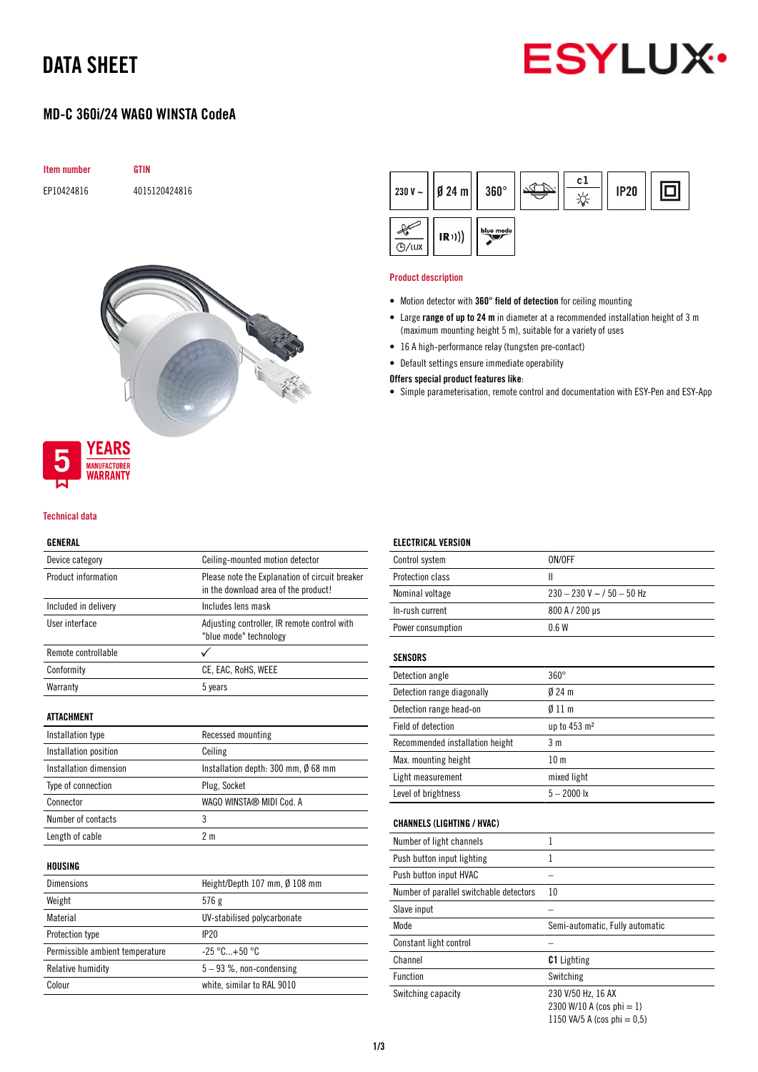# DATA SHEET

ESYLUX

## MD-C 360i/24 WAGO WINSTA CodeA

| Item number | GTIN |
|---|---|
| EP10424816 | 4015120424816 |

5 YEARS MANUFACTURER WARRANTY

230 V ~ | Ø 24 m | 360° | c1 | IP20

### Product description

- Motion detector with **360° field of detection** for ceiling mounting
- Large **range of up to 24 m** in diameter at a recommended installation height of 3 m (maximum mounting height 5 m), suitable for a variety of uses
- 16 A high-performance relay (tungsten pre-contact)
- Default settings ensure immediate operability

**Offers special product features like**:

- Simple parameterisation, remote control and documentation with ESY-Pen and ESY-App

### Technical data

#### GENERAL

| | |
|---|---|
| Device category | Ceiling-mounted motion detector |
| Product information | Please note the Explanation of circuit breaker in the download area of the product! |
| Included in delivery | Includes lens mask |
| User interface | Adjusting controller, IR remote control with "blue mode" technology |
| Remote controllable | ✓ |
| Conformity | CE, EAC, RoHS, WEEE |
| Warranty | 5 years |

#### ATTACHMENT

| | |
|---|---|
| Installation type | Recessed mounting |
| Installation position | Ceiling |
| Installation dimension | Installation depth: 300 mm, Ø 68 mm |
| Type of connection | Plug, Socket |
| Connector | WAGO WINSTA® MIDI Cod. A |
| Number of contacts | 3 |
| Length of cable | 2 m |

#### HOUSING

| | |
|---|---|
| Dimensions | Height/Depth 107 mm, Ø 108 mm |
| Weight | 576 g |
| Material | UV-stabilised polycarbonate |
| Protection type | IP20 |
| Permissible ambient temperature | -25 °C...+50 °C |
| Relative humidity | 5 – 93 %, non-condensing |
| Colour | white, similar to RAL 9010 |

#### ELECTRICAL VERSION

| | |
|---|---|
| Control system | ON/OFF |
| Protection class | II |
| Nominal voltage | 230 – 230 V ~ / 50 – 50 Hz |
| In-rush current | 800 A / 200 µs |
| Power consumption | 0.6 W |

#### SENSORS

| | |
|---|---|
| Detection angle | 360° |
| Detection range diagonally | Ø 24 m |
| Detection range head-on | Ø 11 m |
| Field of detection | up to 453 m² |
| Recommended installation height | 3 m |
| Max. mounting height | 10 m |
| Light measurement | mixed light |
| Level of brightness | 5 – 2000 lx |

#### CHANNELS (LIGHTING / HVAC)

| | |
|---|---|
| Number of light channels | 1 |
| Push button input lighting | 1 |
| Push button input HVAC | – |
| Number of parallel switchable detectors | 10 |
| Slave input | – |
| Mode | Semi-automatic, Fully automatic |
| Constant light control | – |
| Channel | **C1** Lighting |
| Function | Switching |
| Switching capacity | 230 V/50 Hz, 16 AX<br>2300 W/10 A (cos phi = 1)<br>1150 VA/5 A (cos phi = 0,5) |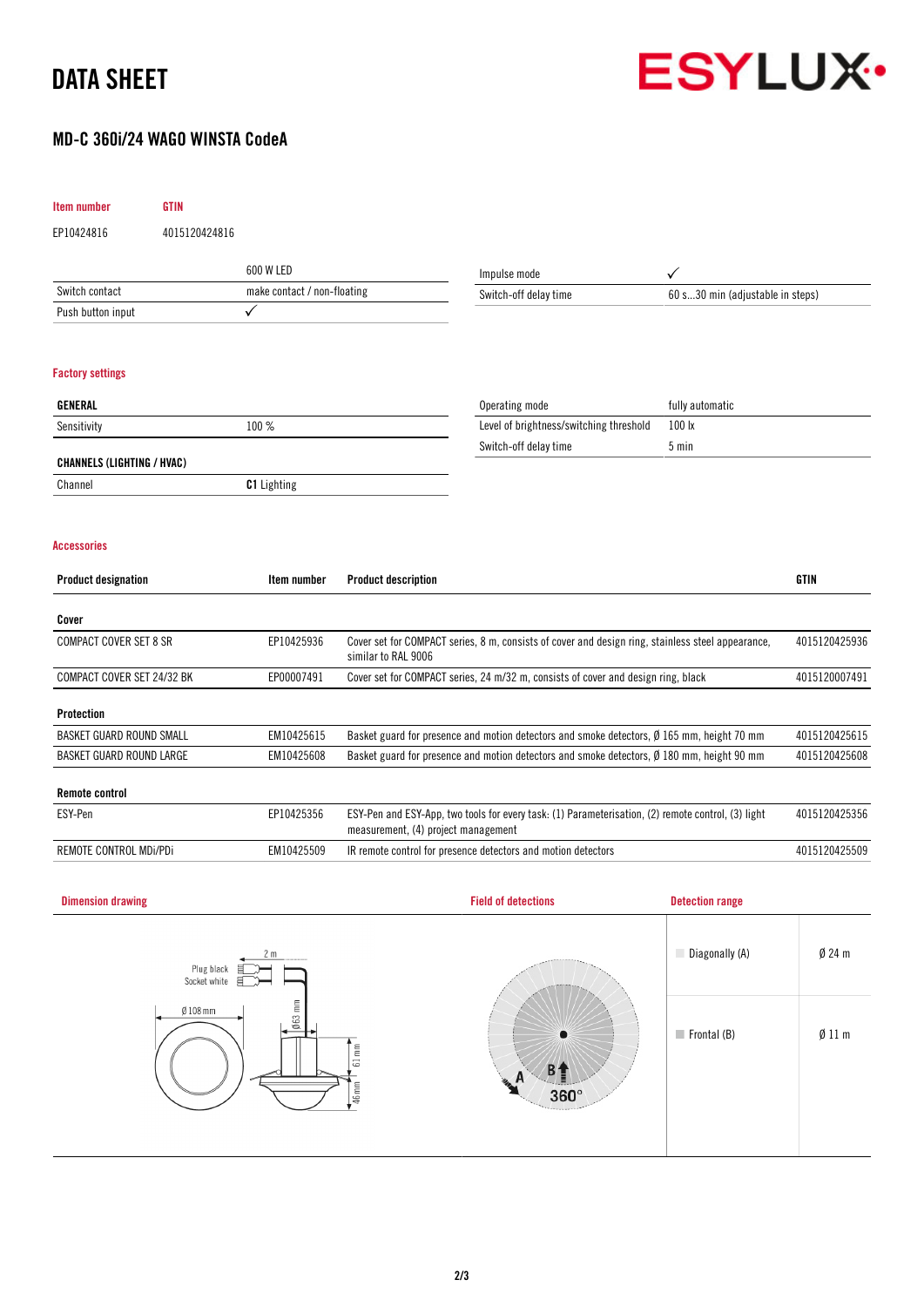# DATA SHEET

## MD-C 360i/24 WAGO WINSTA CodeA

| Item number | GTIN |
|---|---|
| EP10424816 | 4015120424816 |

| | 600 W LED |
|---|---|
| Switch contact | make contact / non-floating |
| Push button input | ✓ |

| | |
|---|---|
| Impulse mode | ✓ |
| Switch-off delay time | 60 s...30 min (adjustable in steps) |

### Factory settings

| GENERAL | |
|---|---|
| Sensitivity | 100 % |

| CHANNELS (LIGHTING / HVAC) | |
|---|---|
| Channel | **C1** Lighting |

| | |
|---|---|
| Operating mode | fully automatic |
| Level of brightness/switching threshold | 100 lx |
| Switch-off delay time | 5 min |

### Accessories

| Product designation | Item number | Product description | GTIN |
|---|---|---|---|
| **Cover** | | | |
| COMPACT COVER SET 8 SR | EP10425936 | Cover set for COMPACT series, 8 m, consists of cover and design ring, stainless steel appearance, similar to RAL 9006 | 4015120425936 |
| COMPACT COVER SET 24/32 BK | EP00007491 | Cover set for COMPACT series, 24 m/32 m, consists of cover and design ring, black | 4015120007491 |
| **Protection** | | | |
| BASKET GUARD ROUND SMALL | EM10425615 | Basket guard for presence and motion detectors and smoke detectors, Ø 165 mm, height 70 mm | 4015120425615 |
| BASKET GUARD ROUND LARGE | EM10425608 | Basket guard for presence and motion detectors and smoke detectors, Ø 180 mm, height 90 mm | 4015120425608 |
| **Remote control** | | | |
| ESY-Pen | EP10425356 | ESY-Pen and ESY-App, two tools for every task: (1) Parameterisation, (2) remote control, (3) light measurement, (4) project management | 4015120425356 |
| REMOTE CONTROL MDi/PDi | EM10425509 | IR remote control for presence detectors and motion detectors | 4015120425509 |

### Dimension drawing

Plug black
Socket white
2 m
Ø 108 mm
Ø 63 mm
61 mm
46 mm

### Field of detections

A
B
360°

### Detection range

| | |
|---|---|
| Diagonally (A) | Ø 24 m |
| Frontal (B) | Ø 11 m |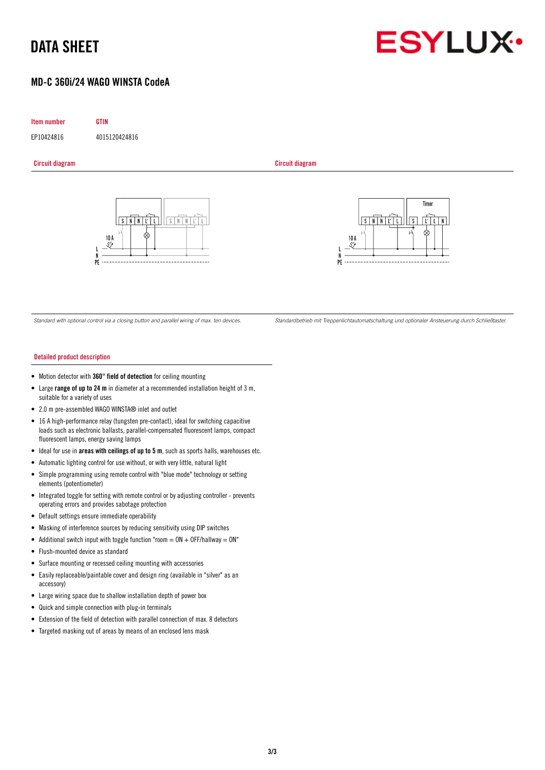# DATA SHEET

## MD-C 360i/24 WAGO WINSTA CodeA

| Item number | GTIN |
| --- | --- |
| EP10424816 | 4015120424816 |

### Circuit diagram

S N N L' L
S N N L' L
10 A
L
N
PE

*Standard with optional control via a closing button and parallel wiring of max. ten devices.*

### Circuit diagram

Timer
S N N L' L
S L' L N
10 A
L
N
PE

*Standardbetrieb mit Treppenlichtautomatschaltung und optionaler Ansteuerung durch Schließtaster.*

### Detailed product description

- Motion detector with **360° field of detection** for ceiling mounting
- Large **range of up to 24 m** in diameter at a recommended installation height of 3 m, suitable for a variety of uses
- 2.0 m pre-assembled WAGO WINSTA® inlet and outlet
- 16 A high-performance relay (tungsten pre-contact), ideal for switching capacitive loads such as electronic ballasts, parallel-compensated fluorescent lamps, compact fluorescent lamps, energy saving lamps
- Ideal for use in **areas with ceilings of up to 5 m**, such as sports halls, warehouses etc.
- Automatic lighting control for use without, or with very little, natural light
- Simple programming using remote control with "blue mode" technology or setting elements (potentiometer)
- Integrated toggle for setting with remote control or by adjusting controller - prevents operating errors and provides sabotage protection
- Default settings ensure immediate operability
- Masking of interference sources by reducing sensitivity using DIP switches
- Additional switch input with toggle function "room = ON + OFF/hallway = ON"
- Flush-mounted device as standard
- Surface mounting or recessed ceiling mounting with accessories
- Easily replaceable/paintable cover and design ring (available in "silver" as an accessory)
- Large wiring space due to shallow installation depth of power box
- Quick and simple connection with plug-in terminals
- Extension of the field of detection with parallel connection of max. 8 detectors
- Targeted masking out of areas by means of an enclosed lens mask